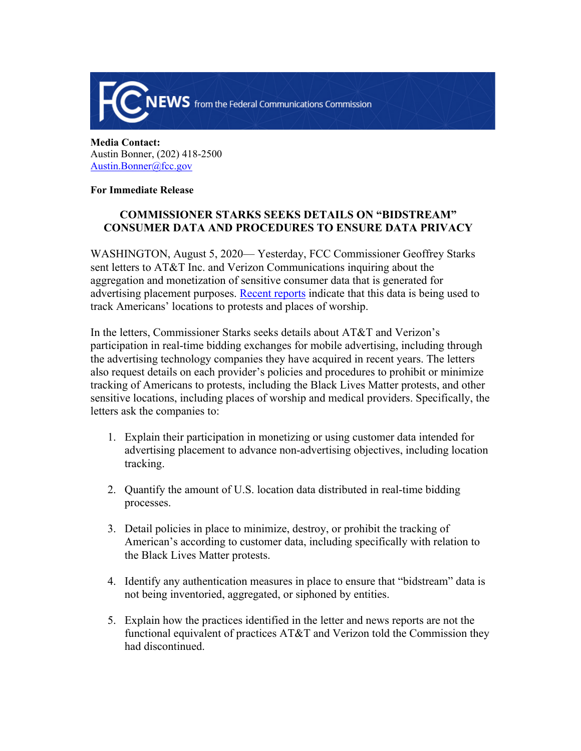**FCC NEWS** from the Federal Communications Commission

**Media Contact:**
Austin Bonner, (202) 418-2500
Austin.Bonner@fcc.gov

**For Immediate Release**

**COMMISSIONER STARKS SEEKS DETAILS ON "BIDSTREAM" CONSUMER DATA AND PROCEDURES TO ENSURE DATA PRIVACY**

WASHINGTON, August 5, 2020— Yesterday, FCC Commissioner Geoffrey Starks sent letters to AT&T Inc. and Verizon Communications inquiring about the aggregation and monetization of sensitive consumer data that is generated for advertising placement purposes. Recent reports indicate that this data is being used to track Americans' locations to protests and places of worship.

In the letters, Commissioner Starks seeks details about AT&T and Verizon's participation in real-time bidding exchanges for mobile advertising, including through the advertising technology companies they have acquired in recent years. The letters also request details on each provider's policies and procedures to prohibit or minimize tracking of Americans to protests, including the Black Lives Matter protests, and other sensitive locations, including places of worship and medical providers. Specifically, the letters ask the companies to:

1. Explain their participation in monetizing or using customer data intended for advertising placement to advance non-advertising objectives, including location tracking.

2. Quantify the amount of U.S. location data distributed in real-time bidding processes.

3. Detail policies in place to minimize, destroy, or prohibit the tracking of American's according to customer data, including specifically with relation to the Black Lives Matter protests.

4. Identify any authentication measures in place to ensure that "bidstream" data is not being inventoried, aggregated, or siphoned by entities.

5. Explain how the practices identified in the letter and news reports are not the functional equivalent of practices AT&T and Verizon told the Commission they had discontinued.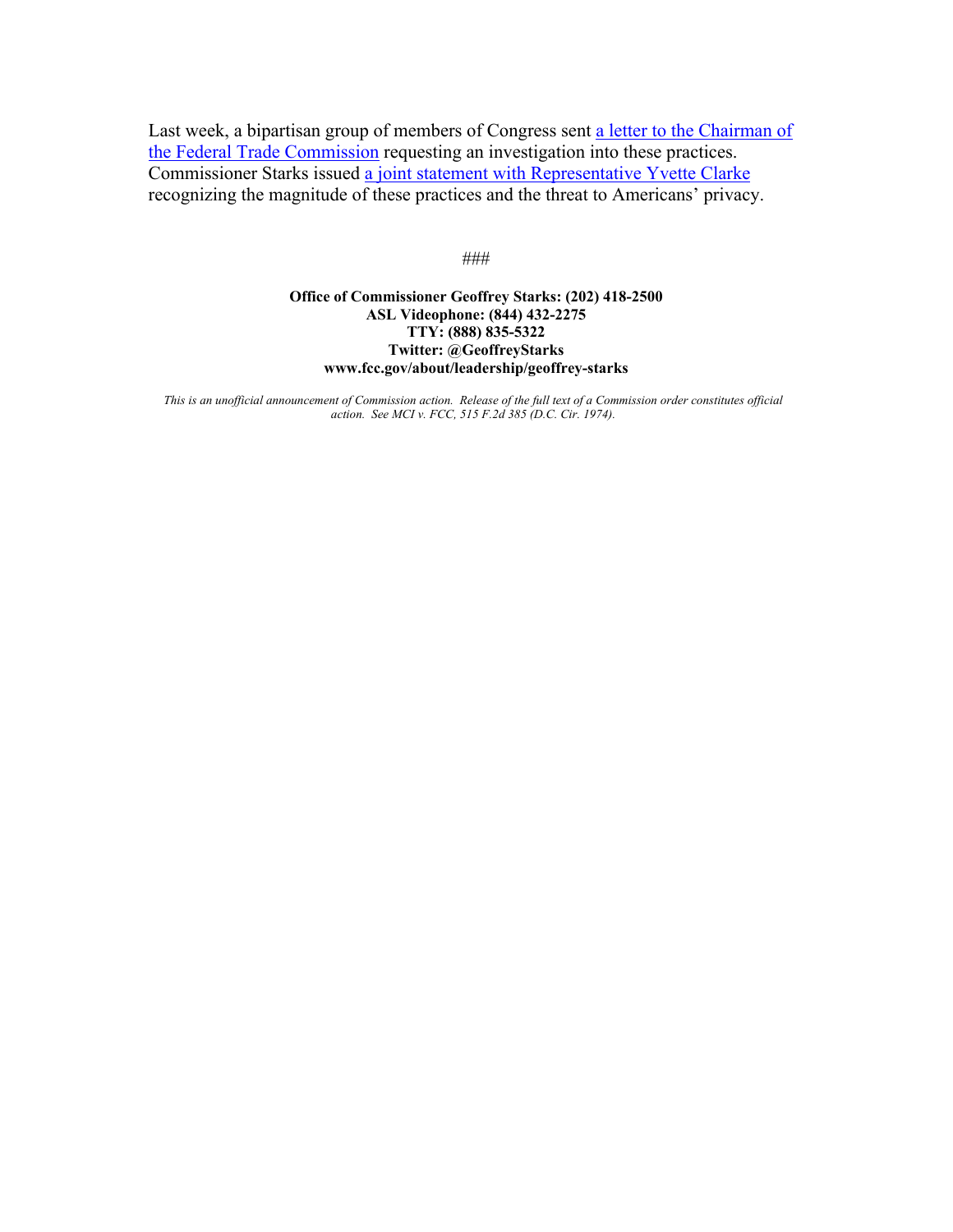Last week, a bipartisan group of members of Congress sent a letter to the Chairman of the Federal Trade Commission requesting an investigation into these practices. Commissioner Starks issued a joint statement with Representative Yvette Clarke recognizing the magnitude of these practices and the threat to Americans' privacy.

###

**Office of Commissioner Geoffrey Starks: (202) 418-2500**
**ASL Videophone: (844) 432-2275**
**TTY: (888) 835-5322**
**Twitter: @GeoffreyStarks**
**www.fcc.gov/about/leadership/geoffrey-starks**

*This is an unofficial announcement of Commission action. Release of the full text of a Commission order constitutes official action. See MCI v. FCC, 515 F.2d 385 (D.C. Cir. 1974).*